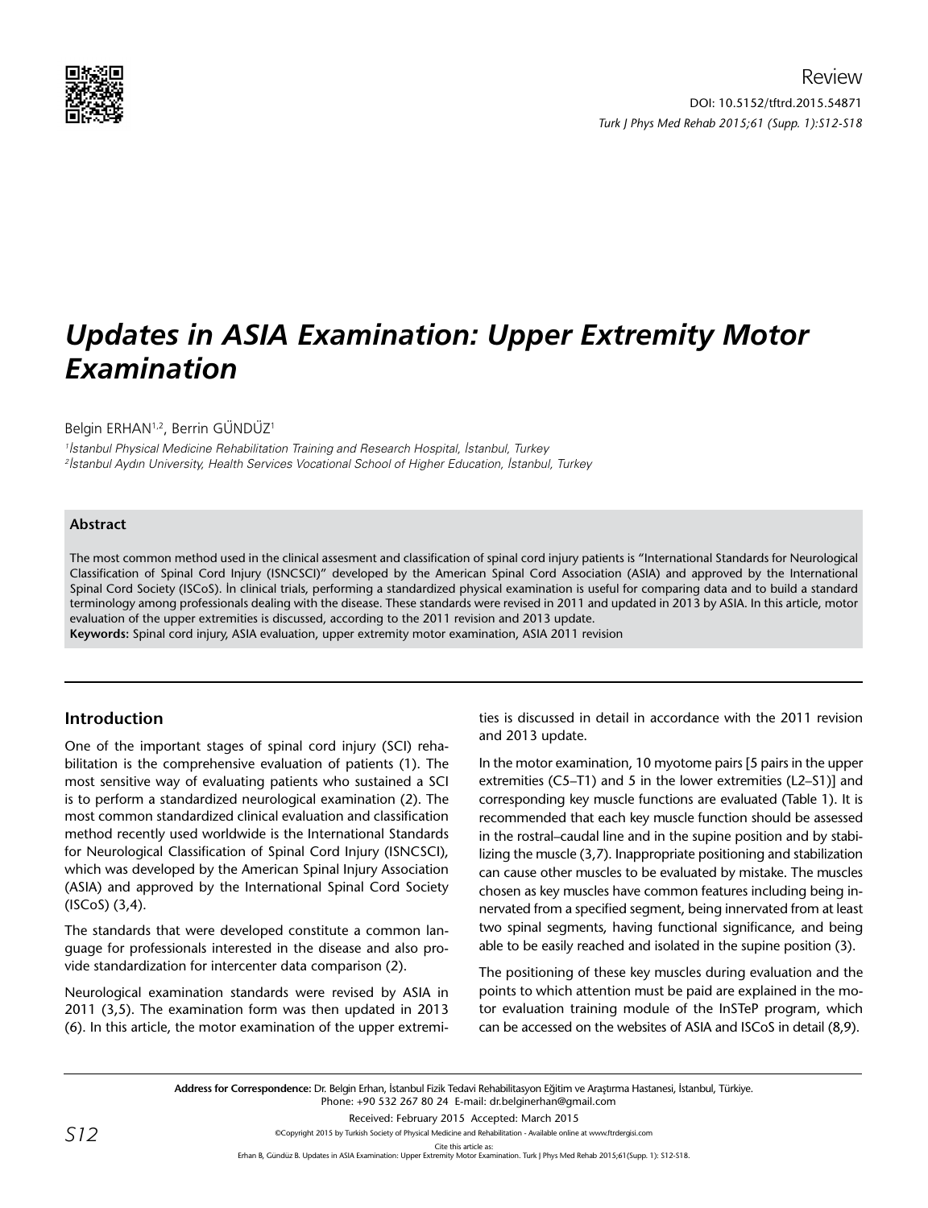Review

DOI: 10.5152/tftrd.2015.54871

# Updates in ASIA Examination: Upper Extremity Motor Examination

Belgin ERHAN[1,2], Berrin GÜNDÜZ[1]

[1]İstanbul Physical Medicine Rehabilitation Training and Research Hospital, İstanbul, Turkey
[2]İstanbul Aydın University, Health Services Vocational School of Higher Education, İstanbul, Turkey

### Abstract

The most common method used in the clinical assesment and classification of spinal cord injury patients is "International Standards for Neurological Classification of Spinal Cord Injury (ISNCSCI)" developed by the American Spinal Cord Association (ASIA) and approved by the International Spinal Cord Society (ISCoS). İn clinical trials, performing a standardized physical examination is useful for comparing data and to build a standard terminology among professionals dealing with the disease. These standards were revised in 2011 and updated in 2013 by ASIA. In this article, motor evaluation of the upper extremities is discussed, according to the 2011 revision and 2013 update.

**Keywords:** Spinal cord injury, ASIA evaluation, upper extremity motor examination, ASIA 2011 revision

## Introduction

One of the important stages of spinal cord injury (SCI) rehabilitation is the comprehensive evaluation of patients (1). The most sensitive way of evaluating patients who sustained a SCI is to perform a standardized neurological examination (2). The most common standardized clinical evaluation and classification method recently used worldwide is the International Standards for Neurological Classification of Spinal Cord Injury (ISNCSCI), which was developed by the American Spinal Injury Association (ASIA) and approved by the International Spinal Cord Society (ISCoS) (3,4).

The standards that were developed constitute a common language for professionals interested in the disease and also provide standardization for intercenter data comparison (2).

Neurological examination standards were revised by ASIA in 2011 (3,5). The examination form was then updated in 2013 (6). In this article, the motor examination of the upper extremities is discussed in detail in accordance with the 2011 revision and 2013 update.

In the motor examination, 10 myotome pairs [5 pairs in the upper extremities (C5–T1) and 5 in the lower extremities (L2–S1)] and corresponding key muscle functions are evaluated (Table 1). It is recommended that each key muscle function should be assessed in the rostral–caudal line and in the supine position and by stabilizing the muscle (3,7). Inappropriate positioning and stabilization can cause other muscles to be evaluated by mistake. The muscles chosen as key muscles have common features including being innervated from a specified segment, being innervated from at least two spinal segments, having functional significance, and being able to be easily reached and isolated in the supine position (3).

The positioning of these key muscles during evaluation and the points to which attention must be paid are explained in the motor evaluation training module of the InSTeP program, which can be accessed on the websites of ASIA and ISCoS in detail (8,9).

**Address for Correspondence:** Dr. Belgin Erhan, İstanbul Fizik Tedavi Rehabilitasyon Eğitim ve Araştırma Hastanesi, İstanbul, Türkiye.
Phone: +90 532 267 80 24 E-mail: dr.belginerhan@gmail.com

Received: February 2015 Accepted: March 2015

©Copyright 2015 by Turkish Society of Physical Medicine and Rehabilitation - Available online at www.ftrdergisi.com

Cite this article as:
Erhan B, Gündüz B. Updates in ASIA Examination: Upper Extremity Motor Examination. Turk J Phys Med Rehab 2015;61(Supp. 1): S12-S18.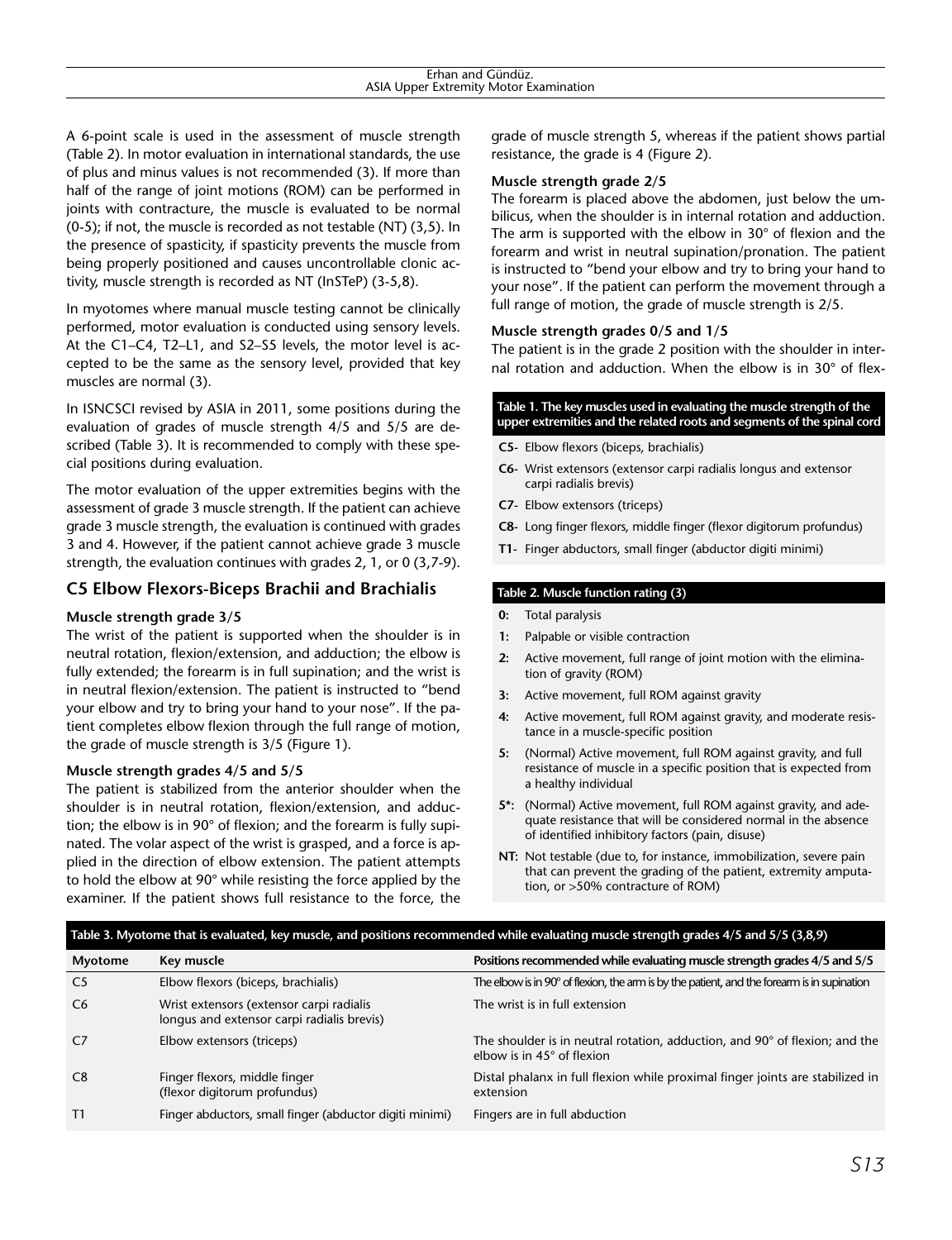A 6-point scale is used in the assessment of muscle strength (Table 2). In motor evaluation in international standards, the use of plus and minus values is not recommended (3). If more than half of the range of joint motions (ROM) can be performed in joints with contracture, the muscle is evaluated to be normal (0-5); if not, the muscle is recorded as not testable (NT) (3,5). In the presence of spasticity, if spasticity prevents the muscle from being properly positioned and causes uncontrollable clonic activity, muscle strength is recorded as NT (InSTeP) (3-5,8).

In myotomes where manual muscle testing cannot be clinically performed, motor evaluation is conducted using sensory levels. At the C1–C4, T2–L1, and S2–S5 levels, the motor level is accepted to be the same as the sensory level, provided that key muscles are normal (3).

In ISNCSCI revised by ASIA in 2011, some positions during the evaluation of grades of muscle strength 4/5 and 5/5 are described (Table 3). It is recommended to comply with these special positions during evaluation.

The motor evaluation of the upper extremities begins with the assessment of grade 3 muscle strength. If the patient can achieve grade 3 muscle strength, the evaluation is continued with grades 3 and 4. However, if the patient cannot achieve grade 3 muscle strength, the evaluation continues with grades 2, 1, or 0 (3,7-9).

## C5 Elbow Flexors-Biceps Brachii and Brachialis

**Muscle strength grade 3/5**

The wrist of the patient is supported when the shoulder is in neutral rotation, flexion/extension, and adduction; the elbow is fully extended; the forearm is in full supination; and the wrist is in neutral flexion/extension. The patient is instructed to "bend your elbow and try to bring your hand to your nose". If the patient completes elbow flexion through the full range of motion, the grade of muscle strength is 3/5 (Figure 1).

**Muscle strength grades 4/5 and 5/5**

The patient is stabilized from the anterior shoulder when the shoulder is in neutral rotation, flexion/extension, and adduction; the elbow is in 90° of flexion; and the forearm is fully supinated. The volar aspect of the wrist is grasped, and a force is applied in the direction of elbow extension. The patient attempts to hold the elbow at 90° while resisting the force applied by the examiner. If the patient shows full resistance to the force, the grade of muscle strength 5, whereas if the patient shows partial resistance, the grade is 4 (Figure 2).

**Muscle strength grade 2/5**

The forearm is placed above the abdomen, just below the umbilicus, when the shoulder is in internal rotation and adduction. The arm is supported with the elbow in 30° of flexion and the forearm and wrist in neutral supination/pronation. The patient is instructed to "bend your elbow and try to bring your hand to your nose". If the patient can perform the movement through a full range of motion, the grade of muscle strength is 2/5.

**Muscle strength grades 0/5 and 1/5**

The patient is in the grade 2 position with the shoulder in internal rotation and adduction. When the elbow is in 30° of flex-

**Table 1. The key muscles used in evaluating the muscle strength of the upper extremities and the related roots and segments of the spinal cord**

- **C5**- Elbow flexors (biceps, brachialis)
- **C6**- Wrist extensors (extensor carpi radialis longus and extensor carpi radialis brevis)
- **C7**- Elbow extensors (triceps)
- **C8**- Long finger flexors, middle finger (flexor digitorum profundus)
- **T1**- Finger abductors, small finger (abductor digiti minimi)

**Table 2. Muscle function rating (3)**

- **0:** Total paralysis
- **1:** Palpable or visible contraction
- **2:** Active movement, full range of joint motion with the elimination of gravity (ROM)
- **3:** Active movement, full ROM against gravity
- **4:** Active movement, full ROM against gravity, and moderate resistance in a muscle-specific position
- **5:** (Normal) Active movement, full ROM against gravity, and full resistance of muscle in a specific position that is expected from a healthy individual
- **5*:** (Normal) Active movement, full ROM against gravity, and adequate resistance that will be considered normal in the absence of identified inhibitory factors (pain, disuse)
- **NT:** Not testable (due to, for instance, immobilization, severe pain that can prevent the grading of the patient, extremity amputation, or >50% contracture of ROM)

**Table 3. Myotome that is evaluated, key muscle, and positions recommended while evaluating muscle strength grades 4/5 and 5/5 (3,8,9)**

| Myotome | Key muscle | Positions recommended while evaluating muscle strength grades 4/5 and 5/5 |
|---|---|---|
| C5 | Elbow flexors (biceps, brachialis) | The elbow is in 90° of flexion, the arm is by the patient, and the forearm is in supination |
| C6 | Wrist extensors (extensor carpi radialis longus and extensor carpi radialis brevis) | The wrist is in full extension |
| C7 | Elbow extensors (triceps) | The shoulder is in neutral rotation, adduction, and 90° of flexion; and the elbow is in 45° of flexion |
| C8 | Finger flexors, middle finger (flexor digitorum profundus) | Distal phalanx in full flexion while proximal finger joints are stabilized in extension |
| T1 | Finger abductors, small finger (abductor digiti minimi) | Fingers are in full abduction |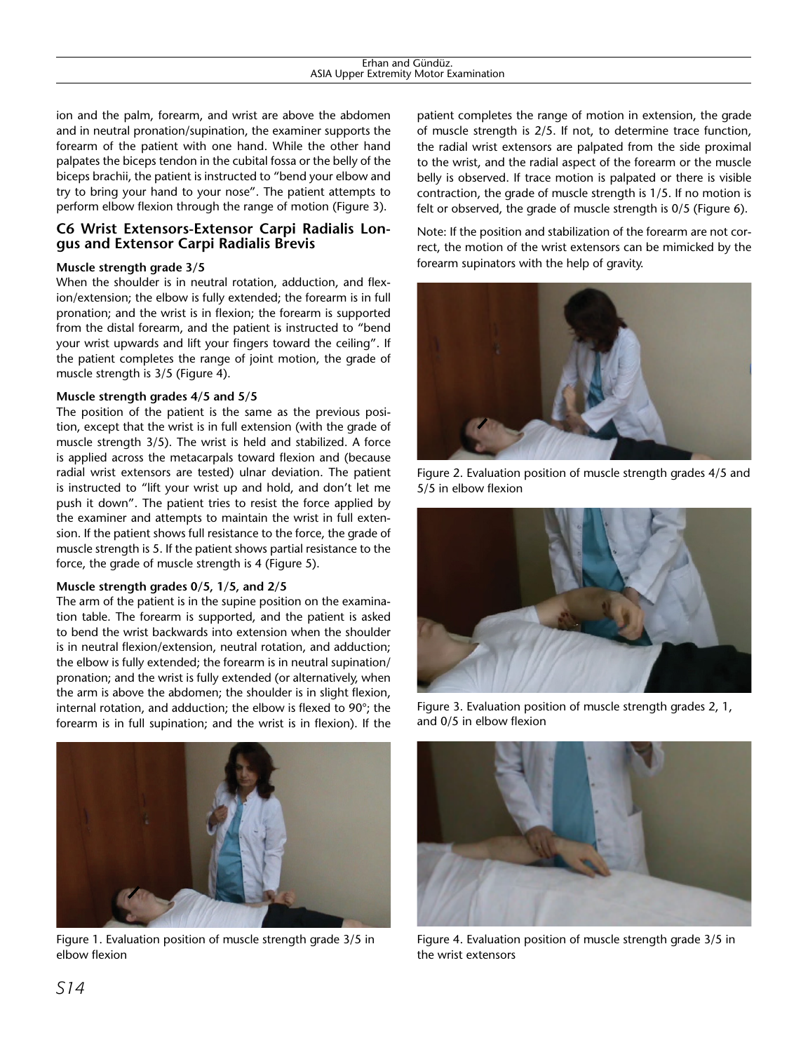ion and the palm, forearm, and wrist are above the abdomen and in neutral pronation/supination, the examiner supports the forearm of the patient with one hand. While the other hand palpates the biceps tendon in the cubital fossa or the belly of the biceps brachii, the patient is instructed to "bend your elbow and try to bring your hand to your nose". The patient attempts to perform elbow flexion through the range of motion (Figure 3).

## C6 Wrist Extensors-Extensor Carpi Radialis Longus and Extensor Carpi Radialis Brevis

**Muscle strength grade 3/5**

When the shoulder is in neutral rotation, adduction, and flexion/extension; the elbow is fully extended; the forearm is in full pronation; and the wrist is in flexion; the forearm is supported from the distal forearm, and the patient is instructed to "bend your wrist upwards and lift your fingers toward the ceiling". If the patient completes the range of joint motion, the grade of muscle strength is 3/5 (Figure 4).

**Muscle strength grades 4/5 and 5/5**

The position of the patient is the same as the previous position, except that the wrist is in full extension (with the grade of muscle strength 3/5). The wrist is held and stabilized. A force is applied across the metacarpals toward flexion and (because radial wrist extensors are tested) ulnar deviation. The patient is instructed to "lift your wrist up and hold, and don't let me push it down". The patient tries to resist the force applied by the examiner and attempts to maintain the wrist in full extension. If the patient shows full resistance to the force, the grade of muscle strength is 5. If the patient shows partial resistance to the force, the grade of muscle strength is 4 (Figure 5).

**Muscle strength grades 0/5, 1/5, and 2/5**

The arm of the patient is in the supine position on the examination table. The forearm is supported, and the patient is asked to bend the wrist backwards into extension when the shoulder is in neutral flexion/extension, neutral rotation, and adduction; the elbow is fully extended; the forearm is in neutral supination/pronation; and the wrist is fully extended (or alternatively, when the arm is above the abdomen; the shoulder is in slight flexion, internal rotation, and adduction; the elbow is flexed to 90°; the forearm is in full supination; and the wrist is in flexion). If the patient completes the range of motion in extension, the grade of muscle strength is 2/5. If not, to determine trace function, the radial wrist extensors are palpated from the side proximal to the wrist, and the radial aspect of the forearm or the muscle belly is observed. If trace motion is palpated or there is visible contraction, the grade of muscle strength is 1/5. If no motion is felt or observed, the grade of muscle strength is 0/5 (Figure 6).

Note: If the position and stabilization of the forearm are not correct, the motion of the wrist extensors can be mimicked by the forearm supinators with the help of gravity.

Figure 1. Evaluation position of muscle strength grade 3/5 in elbow flexion

Figure 2. Evaluation position of muscle strength grades 4/5 and 5/5 in elbow flexion

Figure 3. Evaluation position of muscle strength grades 2, 1, and 0/5 in elbow flexion

Figure 4. Evaluation position of muscle strength grade 3/5 in the wrist extensors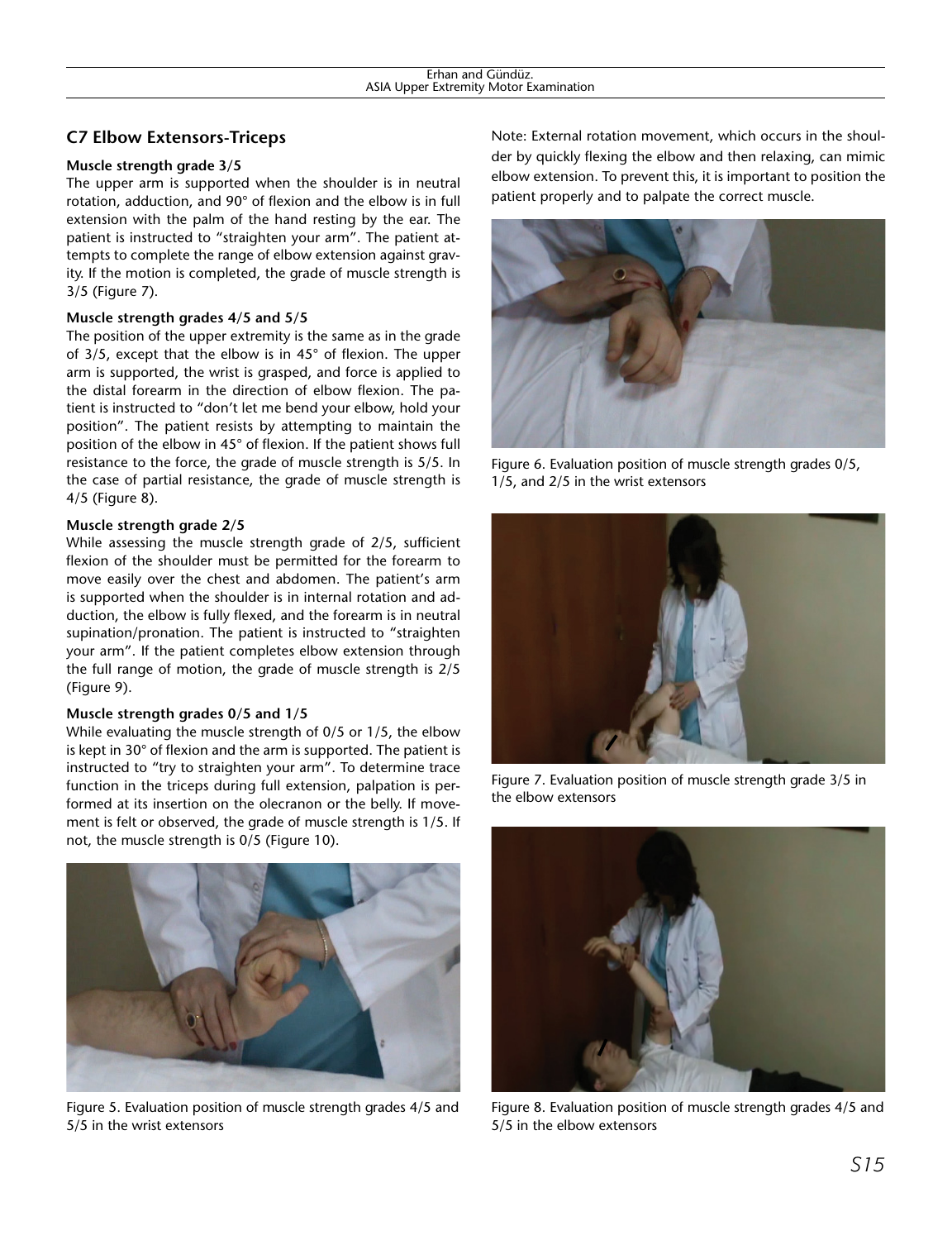## C7 Elbow Extensors-Triceps

**Muscle strength grade 3/5**

The upper arm is supported when the shoulder is in neutral rotation, adduction, and 90° of flexion and the elbow is in full extension with the palm of the hand resting by the ear. The patient is instructed to "straighten your arm". The patient attempts to complete the range of elbow extension against gravity. If the motion is completed, the grade of muscle strength is 3/5 (Figure 7).

**Muscle strength grades 4/5 and 5/5**

The position of the upper extremity is the same as in the grade of 3/5, except that the elbow is in 45° of flexion. The upper arm is supported, the wrist is grasped, and force is applied to the distal forearm in the direction of elbow flexion. The patient is instructed to "don't let me bend your elbow, hold your position". The patient resists by attempting to maintain the position of the elbow in 45° of flexion. If the patient shows full resistance to the force, the grade of muscle strength is 5/5. In the case of partial resistance, the grade of muscle strength is 4/5 (Figure 8).

**Muscle strength grade 2/5**

While assessing the muscle strength grade of 2/5, sufficient flexion of the shoulder must be permitted for the forearm to move easily over the chest and abdomen. The patient's arm is supported when the shoulder is in internal rotation and adduction, the elbow is fully flexed, and the forearm is in neutral supination/pronation. The patient is instructed to "straighten your arm". If the patient completes elbow extension through the full range of motion, the grade of muscle strength is 2/5 (Figure 9).

**Muscle strength grades 0/5 and 1/5**

While evaluating the muscle strength of 0/5 or 1/5, the elbow is kept in 30° of flexion and the arm is supported. The patient is instructed to "try to straighten your arm". To determine trace function in the triceps during full extension, palpation is performed at its insertion on the olecranon or the belly. If movement is felt or observed, the grade of muscle strength is 1/5. If not, the muscle strength is 0/5 (Figure 10).

Figure 5. Evaluation position of muscle strength grades 4/5 and 5/5 in the wrist extensors

Note: External rotation movement, which occurs in the shoulder by quickly flexing the elbow and then relaxing, can mimic elbow extension. To prevent this, it is important to position the patient properly and to palpate the correct muscle.

Figure 6. Evaluation position of muscle strength grades 0/5, 1/5, and 2/5 in the wrist extensors

Figure 7. Evaluation position of muscle strength grade 3/5 in the elbow extensors

Figure 8. Evaluation position of muscle strength grades 4/5 and 5/5 in the elbow extensors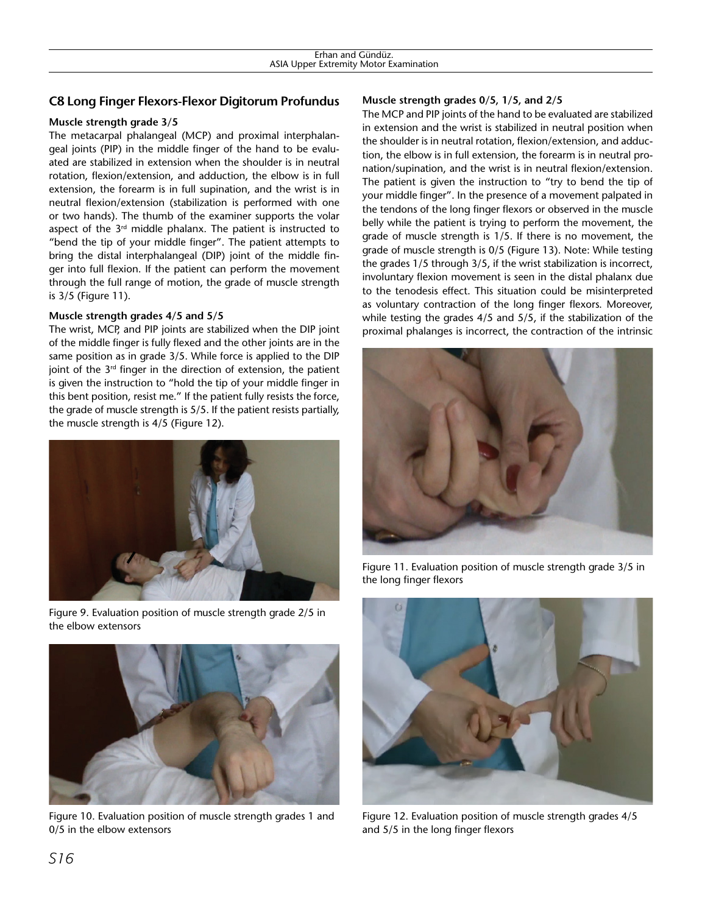## C8 Long Finger Flexors-Flexor Digitorum Profundus

### Muscle strength grade 3/5

The metacarpal phalangeal (MCP) and proximal interphalangeal joints (PIP) in the middle finger of the hand to be evaluated are stabilized in extension when the shoulder is in neutral rotation, flexion/extension, and adduction, the elbow is in full extension, the forearm is in full supination, and the wrist is in neutral flexion/extension (stabilization is performed with one or two hands). The thumb of the examiner supports the volar aspect of the 3rd middle phalanx. The patient is instructed to "bend the tip of your middle finger". The patient attempts to bring the distal interphalangeal (DIP) joint of the middle finger into full flexion. If the patient can perform the movement through the full range of motion, the grade of muscle strength is 3/5 (Figure 11).

### Muscle strength grades 4/5 and 5/5

The wrist, MCP, and PIP joints are stabilized when the DIP joint of the middle finger is fully flexed and the other joints are in the same position as in grade 3/5. While force is applied to the DIP joint of the 3rd finger in the direction of extension, the patient is given the instruction to "hold the tip of your middle finger in this bent position, resist me." If the patient fully resists the force, the grade of muscle strength is 5/5. If the patient resists partially, the muscle strength is 4/5 (Figure 12).

Figure 9. Evaluation position of muscle strength grade 2/5 in the elbow extensors

Figure 10. Evaluation position of muscle strength grades 1 and 0/5 in the elbow extensors

### Muscle strength grades 0/5, 1/5, and 2/5

The MCP and PIP joints of the hand to be evaluated are stabilized in extension and the wrist is stabilized in neutral position when the shoulder is in neutral rotation, flexion/extension, and adduction, the elbow is in full extension, the forearm is in neutral pronation/supination, and the wrist is in neutral flexion/extension. The patient is given the instruction to "try to bend the tip of your middle finger". In the presence of a movement palpated in the tendons of the long finger flexors or observed in the muscle belly while the patient is trying to perform the movement, the grade of muscle strength is 1/5. If there is no movement, the grade of muscle strength is 0/5 (Figure 13). Note: While testing the grades 1/5 through 3/5, if the wrist stabilization is incorrect, involuntary flexion movement is seen in the distal phalanx due to the tenodesis effect. This situation could be misinterpreted as voluntary contraction of the long finger flexors. Moreover, while testing the grades 4/5 and 5/5, if the stabilization of the proximal phalanges is incorrect, the contraction of the intrinsic

Figure 11. Evaluation position of muscle strength grade 3/5 in the long finger flexors

Figure 12. Evaluation position of muscle strength grades 4/5 and 5/5 in the long finger flexors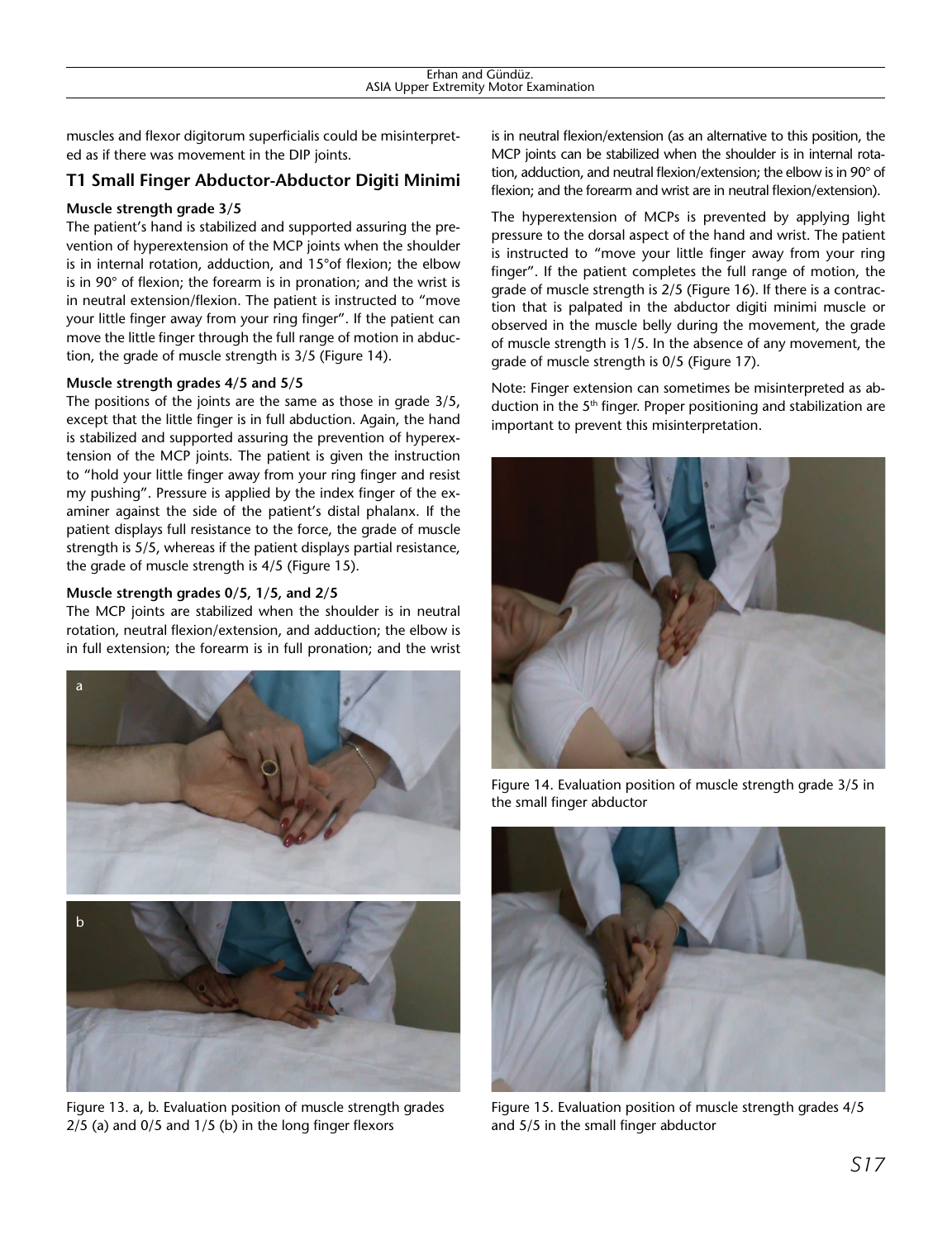muscles and flexor digitorum superficialis could be misinterpreted as if there was movement in the DIP joints.

## T1 Small Finger Abductor-Abductor Digiti Minimi

### Muscle strength grade 3/5

The patient's hand is stabilized and supported assuring the prevention of hyperextension of the MCP joints when the shoulder is in internal rotation, adduction, and 15°of flexion; the elbow is in 90° of flexion; the forearm is in pronation; and the wrist is in neutral extension/flexion. The patient is instructed to "move your little finger away from your ring finger". If the patient can move the little finger through the full range of motion in abduction, the grade of muscle strength is 3/5 (Figure 14).

### Muscle strength grades 4/5 and 5/5

The positions of the joints are the same as those in grade 3/5, except that the little finger is in full abduction. Again, the hand is stabilized and supported assuring the prevention of hyperextension of the MCP joints. The patient is given the instruction to "hold your little finger away from your ring finger and resist my pushing". Pressure is applied by the index finger of the examiner against the side of the patient's distal phalanx. If the patient displays full resistance to the force, the grade of muscle strength is 5/5, whereas if the patient displays partial resistance, the grade of muscle strength is 4/5 (Figure 15).

### Muscle strength grades 0/5, 1/5, and 2/5

The MCP joints are stabilized when the shoulder is in neutral rotation, neutral flexion/extension, and adduction; the elbow is in full extension; the forearm is in full pronation; and the wrist is in neutral flexion/extension (as an alternative to this position, the MCP joints can be stabilized when the shoulder is in internal rotation, adduction, and neutral flexion/extension; the elbow is in 90° of flexion; and the forearm and wrist are in neutral flexion/extension).

The hyperextension of MCPs is prevented by applying light pressure to the dorsal aspect of the hand and wrist. The patient is instructed to "move your little finger away from your ring finger". If the patient completes the full range of motion, the grade of muscle strength is 2/5 (Figure 16). If there is a contraction that is palpated in the abductor digiti minimi muscle or observed in the muscle belly during the movement, the grade of muscle strength is 1/5. In the absence of any movement, the grade of muscle strength is 0/5 (Figure 17).

Note: Finger extension can sometimes be misinterpreted as abduction in the 5th finger. Proper positioning and stabilization are important to prevent this misinterpretation.

Figure 13. a, b. Evaluation position of muscle strength grades 2/5 (a) and 0/5 and 1/5 (b) in the long finger flexors

Figure 14. Evaluation position of muscle strength grade 3/5 in the small finger abductor

Figure 15. Evaluation position of muscle strength grades 4/5 and 5/5 in the small finger abductor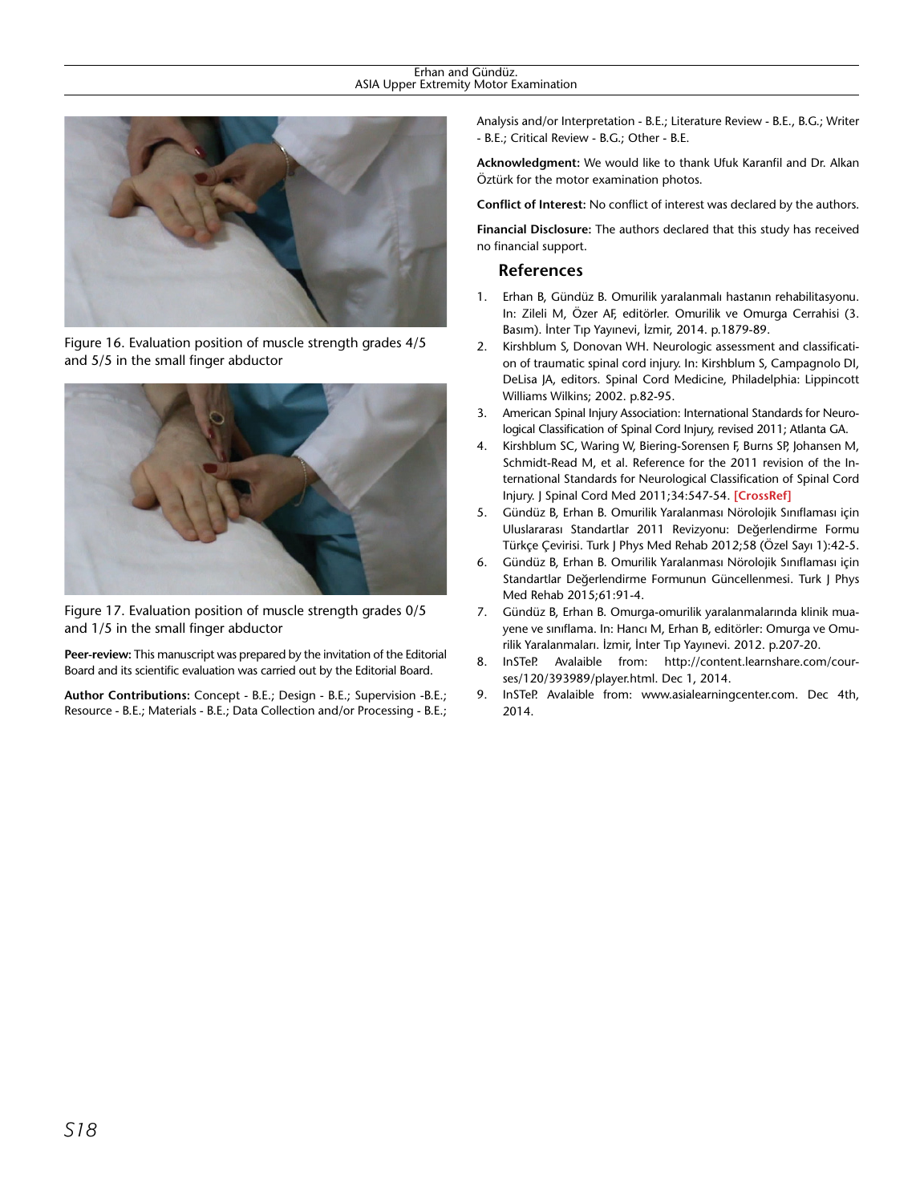Figure 16. Evaluation position of muscle strength grades 4/5 and 5/5 in the small finger abductor

Figure 17. Evaluation position of muscle strength grades 0/5 and 1/5 in the small finger abductor

**Peer-review:** This manuscript was prepared by the invitation of the Editorial Board and its scientific evaluation was carried out by the Editorial Board.

**Author Contributions:** Concept - B.E.; Design - B.E.; Supervision -B.E.; Resource - B.E.; Materials - B.E.; Data Collection and/or Processing - B.E.; Analysis and/or Interpretation - B.E.; Literature Review - B.E., B.G.; Writer - B.E.; Critical Review - B.G.; Other - B.E.

**Acknowledgment:** We would like to thank Ufuk Karanfil and Dr. Alkan Öztürk for the motor examination photos.

**Conflict of Interest:** No conflict of interest was declared by the authors.

**Financial Disclosure:** The authors declared that this study has received no financial support.

## References

1. Erhan B, Gündüz B. Omurilik yaralanmalı hastanın rehabilitasyonu. In: Zileli M, Özer AF, editörler. Omurilik ve Omurga Cerrahisi (3. Basım). İnter Tıp Yayınevi, İzmir, 2014. p.1879-89.
2. Kirshblum S, Donovan WH. Neurologic assessment and classification of traumatic spinal cord injury. In: Kirshblum S, Campagnolo DI, DeLisa JA, editors. Spinal Cord Medicine, Philadelphia: Lippincott Williams Wilkins; 2002. p.82-95.
3. American Spinal Injury Association: International Standards for Neurological Classification of Spinal Cord Injury, revised 2011; Atlanta GA.
4. Kirshblum SC, Waring W, Biering-Sorensen F, Burns SP, Johansen M, Schmidt-Read M, et al. Reference for the 2011 revision of the International Standards for Neurological Classification of Spinal Cord Injury. J Spinal Cord Med 2011;34:547-54. [CrossRef]
5. Gündüz B, Erhan B. Omurilik Yaralanması Nörolojik Sınıflaması için Uluslararası Standartlar 2011 Revizyonu: Değerlendirme Formu Türkçe Çevirisi. Turk J Phys Med Rehab 2012;58 (Özel Sayı 1):42-5.
6. Gündüz B, Erhan B. Omurilik Yaralanması Nörolojik Sınıflaması için Standartlar Değerlendirme Formunun Güncellenmesi. Turk J Phys Med Rehab 2015;61:91-4.
7. Gündüz B, Erhan B. Omurga-omurilik yaralanmalarında klinik muayene ve sınıflama. In: Hancı M, Erhan B, editörler: Omurga ve Omurilik Yaralanmaları. İzmir, İnter Tıp Yayınevi. 2012. p.207-20.
8. InSTeP. Avalaible from: http://content.learnshare.com/courses/120/393989/player.html. Dec 1, 2014.
9. InSTeP. Avalaible from: www.asialearningcenter.com. Dec 4th, 2014.